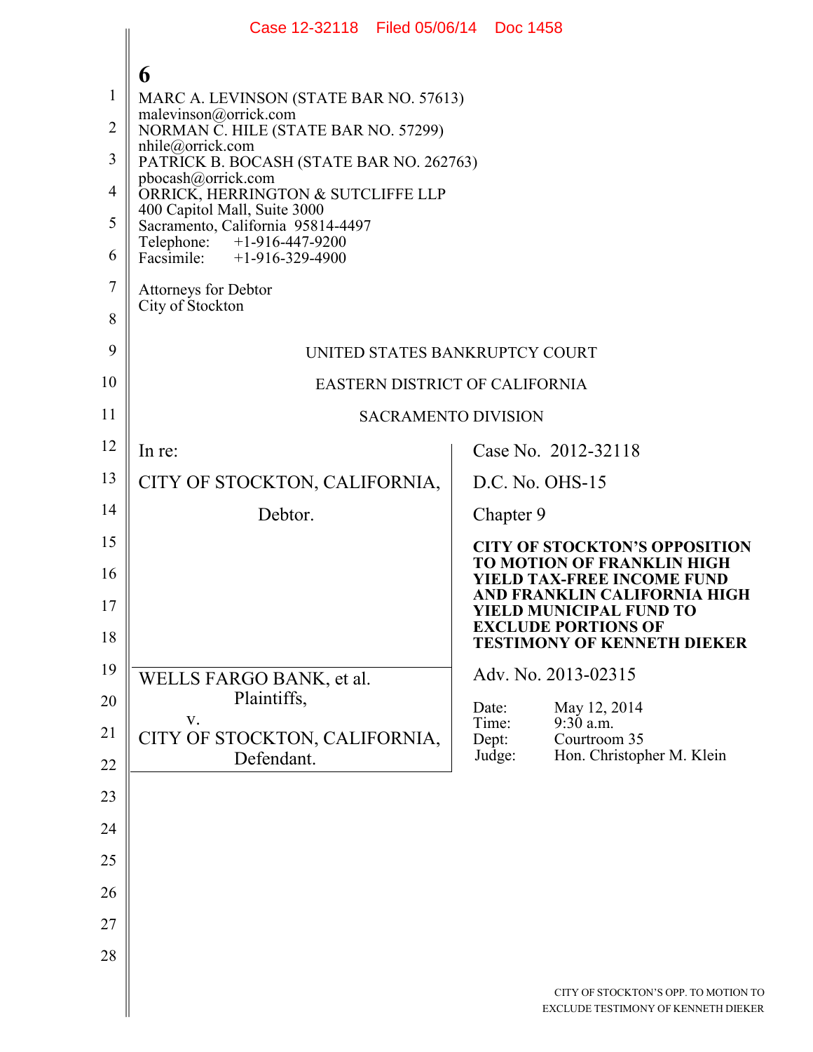6

MARC A. LEVINSON (STATE BAR NO. 57613)
malevinson@orrick.com
NORMAN C. HILE (STATE BAR NO. 57299)
nhile@orrick.com
PATRICK B. BOCASH (STATE BAR NO. 262763)
pbocash@orrick.com
ORRICK, HERRINGTON & SUTCLIFFE LLP
400 Capitol Mall, Suite 3000
Sacramento, California 95814-4497
Telephone: +1-916-447-9200
Facsimile: +1-916-329-4900

Attorneys for Debtor
City of Stockton

UNITED STATES BANKRUPTCY COURT

EASTERN DISTRICT OF CALIFORNIA

SACRAMENTO DIVISION

| | |
|---|---|
| In re:<br><br>CITY OF STOCKTON, CALIFORNIA,<br><br>Debtor. | Case No. 2012-32118<br><br>D.C. No. OHS-15<br><br>Chapter 9<br><br>**CITY OF STOCKTON'S OPPOSITION TO MOTION OF FRANKLIN HIGH YIELD TAX-FREE INCOME FUND AND FRANKLIN CALIFORNIA HIGH YIELD MUNICIPAL FUND TO EXCLUDE PORTIONS OF TESTIMONY OF KENNETH DIEKER** |
| WELLS FARGO BANK, et al.<br>Plaintiffs,<br>v.<br>CITY OF STOCKTON, CALIFORNIA,<br>Defendant. | Adv. No. 2013-02315<br><br>Date: May 12, 2014<br>Time: 9:30 a.m.<br>Dept: Courtroom 35<br>Judge: Hon. Christopher M. Klein |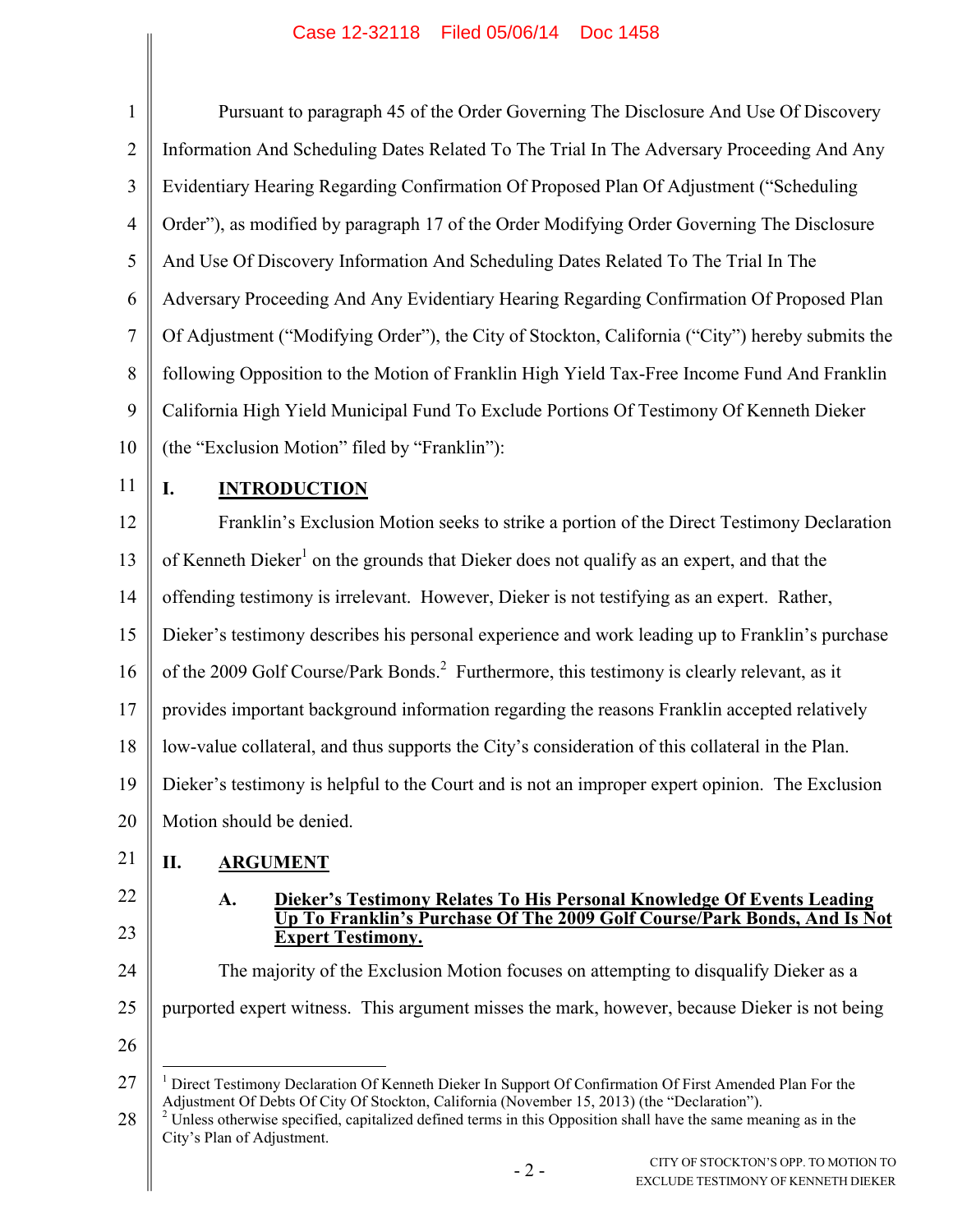Pursuant to paragraph 45 of the Order Governing The Disclosure And Use Of Discovery Information And Scheduling Dates Related To The Trial In The Adversary Proceeding And Any Evidentiary Hearing Regarding Confirmation Of Proposed Plan Of Adjustment ("Scheduling Order"), as modified by paragraph 17 of the Order Modifying Order Governing The Disclosure And Use Of Discovery Information And Scheduling Dates Related To The Trial In The Adversary Proceeding And Any Evidentiary Hearing Regarding Confirmation Of Proposed Plan Of Adjustment ("Modifying Order"), the City of Stockton, California ("City") hereby submits the following Opposition to the Motion of Franklin High Yield Tax-Free Income Fund And Franklin California High Yield Municipal Fund To Exclude Portions Of Testimony Of Kenneth Dieker (the "Exclusion Motion" filed by "Franklin"):

## I. INTRODUCTION

Franklin's Exclusion Motion seeks to strike a portion of the Direct Testimony Declaration of Kenneth Dieker[1] on the grounds that Dieker does not qualify as an expert, and that the offending testimony is irrelevant. However, Dieker is not testifying as an expert. Rather, Dieker's testimony describes his personal experience and work leading up to Franklin's purchase of the 2009 Golf Course/Park Bonds.[2] Furthermore, this testimony is clearly relevant, as it provides important background information regarding the reasons Franklin accepted relatively low-value collateral, and thus supports the City's consideration of this collateral in the Plan. Dieker's testimony is helpful to the Court and is not an improper expert opinion. The Exclusion Motion should be denied.

## II. ARGUMENT

### A. Dieker's Testimony Relates To His Personal Knowledge Of Events Leading Up To Franklin's Purchase Of The 2009 Golf Course/Park Bonds, And Is Not Expert Testimony.

The majority of the Exclusion Motion focuses on attempting to disqualify Dieker as a purported expert witness. This argument misses the mark, however, because Dieker is not being

---

[1] Direct Testimony Declaration Of Kenneth Dieker In Support Of Confirmation Of First Amended Plan For the Adjustment Of Debts Of City Of Stockton, California (November 15, 2013) (the "Declaration").

[2] Unless otherwise specified, capitalized defined terms in this Opposition shall have the same meaning as in the City's Plan of Adjustment.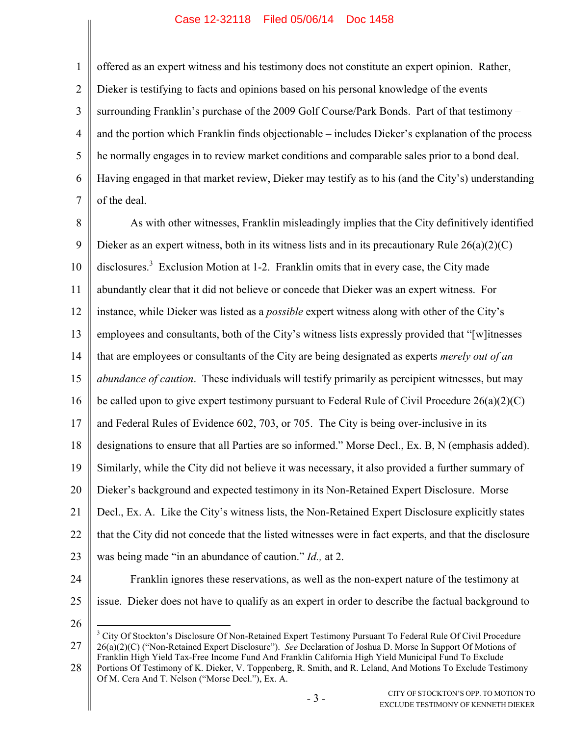offered as an expert witness and his testimony does not constitute an expert opinion. Rather, Dieker is testifying to facts and opinions based on his personal knowledge of the events surrounding Franklin's purchase of the 2009 Golf Course/Park Bonds. Part of that testimony – and the portion which Franklin finds objectionable – includes Dieker's explanation of the process he normally engages in to review market conditions and comparable sales prior to a bond deal. Having engaged in that market review, Dieker may testify as to his (and the City's) understanding of the deal.

As with other witnesses, Franklin misleadingly implies that the City definitively identified Dieker as an expert witness, both in its witness lists and in its precautionary Rule 26(a)(2)(C) disclosures.[3] Exclusion Motion at 1-2. Franklin omits that in every case, the City made abundantly clear that it did not believe or concede that Dieker was an expert witness. For instance, while Dieker was listed as a *possible* expert witness along with other of the City's employees and consultants, both of the City's witness lists expressly provided that "[w]itnesses that are employees or consultants of the City are being designated as experts *merely out of an abundance of caution*. These individuals will testify primarily as percipient witnesses, but may be called upon to give expert testimony pursuant to Federal Rule of Civil Procedure 26(a)(2)(C) and Federal Rules of Evidence 602, 703, or 705. The City is being over-inclusive in its designations to ensure that all Parties are so informed." Morse Decl., Ex. B, N (emphasis added). Similarly, while the City did not believe it was necessary, it also provided a further summary of Dieker's background and expected testimony in its Non-Retained Expert Disclosure. Morse Decl., Ex. A. Like the City's witness lists, the Non-Retained Expert Disclosure explicitly states that the City did not concede that the listed witnesses were in fact experts, and that the disclosure was being made "in an abundance of caution." *Id.,* at 2.

Franklin ignores these reservations, as well as the non-expert nature of the testimony at issue. Dieker does not have to qualify as an expert in order to describe the factual background to

---

[3] City Of Stockton's Disclosure Of Non-Retained Expert Testimony Pursuant To Federal Rule Of Civil Procedure 26(a)(2)(C) ("Non-Retained Expert Disclosure"). *See* Declaration of Joshua D. Morse In Support Of Motions of Franklin High Yield Tax-Free Income Fund And Franklin California High Yield Municipal Fund To Exclude Portions Of Testimony of K. Dieker, V. Toppenberg, R. Smith, and R. Leland, And Motions To Exclude Testimony Of M. Cera And T. Nelson ("Morse Decl."), Ex. A.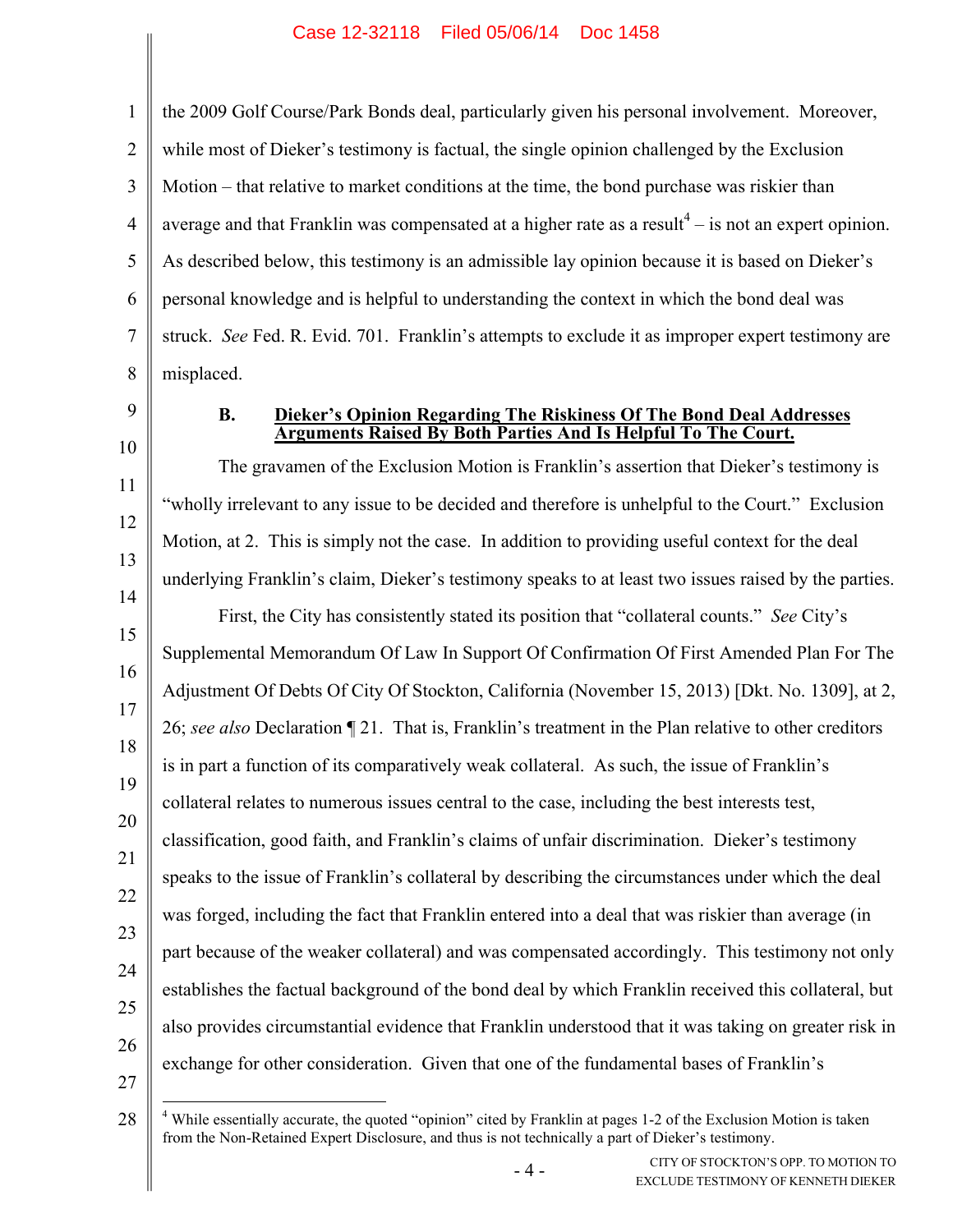the 2009 Golf Course/Park Bonds deal, particularly given his personal involvement. Moreover, while most of Dieker's testimony is factual, the single opinion challenged by the Exclusion Motion – that relative to market conditions at the time, the bond purchase was riskier than average and that Franklin was compensated at a higher rate as a result[4] – is not an expert opinion. As described below, this testimony is an admissible lay opinion because it is based on Dieker's personal knowledge and is helpful to understanding the context in which the bond deal was struck. *See* Fed. R. Evid. 701. Franklin's attempts to exclude it as improper expert testimony are misplaced.

### B. Dieker's Opinion Regarding The Riskiness Of The Bond Deal Addresses Arguments Raised By Both Parties And Is Helpful To The Court.

The gravamen of the Exclusion Motion is Franklin's assertion that Dieker's testimony is "wholly irrelevant to any issue to be decided and therefore is unhelpful to the Court." Exclusion Motion, at 2. This is simply not the case. In addition to providing useful context for the deal underlying Franklin's claim, Dieker's testimony speaks to at least two issues raised by the parties.

First, the City has consistently stated its position that "collateral counts." *See* City's Supplemental Memorandum Of Law In Support Of Confirmation Of First Amended Plan For The Adjustment Of Debts Of City Of Stockton, California (November 15, 2013) [Dkt. No. 1309], at 2, 26; *see also* Declaration ¶ 21. That is, Franklin's treatment in the Plan relative to other creditors is in part a function of its comparatively weak collateral. As such, the issue of Franklin's collateral relates to numerous issues central to the case, including the best interests test, classification, good faith, and Franklin's claims of unfair discrimination. Dieker's testimony speaks to the issue of Franklin's collateral by describing the circumstances under which the deal was forged, including the fact that Franklin entered into a deal that was riskier than average (in part because of the weaker collateral) and was compensated accordingly. This testimony not only establishes the factual background of the bond deal by which Franklin received this collateral, but also provides circumstantial evidence that Franklin understood that it was taking on greater risk in exchange for other consideration. Given that one of the fundamental bases of Franklin's

[4] While essentially accurate, the quoted "opinion" cited by Franklin at pages 1-2 of the Exclusion Motion is taken from the Non-Retained Expert Disclosure, and thus is not technically a part of Dieker's testimony.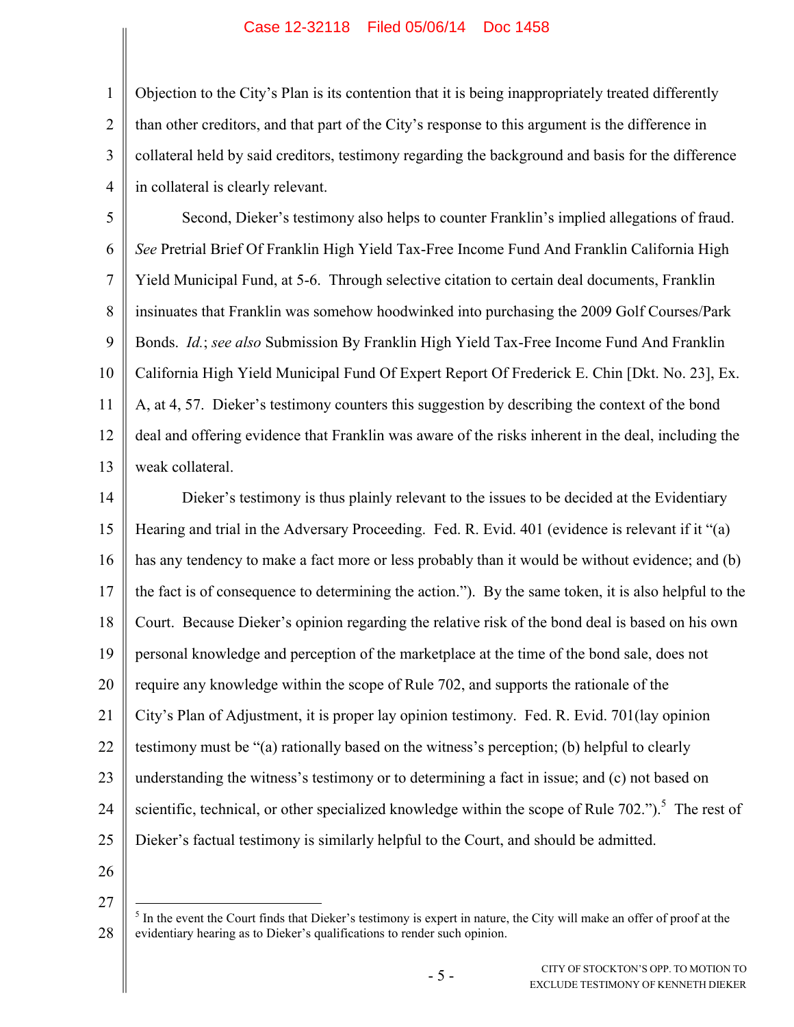Objection to the City's Plan is its contention that it is being inappropriately treated differently than other creditors, and that part of the City's response to this argument is the difference in collateral held by said creditors, testimony regarding the background and basis for the difference in collateral is clearly relevant.

Second, Dieker's testimony also helps to counter Franklin's implied allegations of fraud. *See* Pretrial Brief Of Franklin High Yield Tax-Free Income Fund And Franklin California High Yield Municipal Fund, at 5-6. Through selective citation to certain deal documents, Franklin insinuates that Franklin was somehow hoodwinked into purchasing the 2009 Golf Courses/Park Bonds. *Id.*; *see also* Submission By Franklin High Yield Tax-Free Income Fund And Franklin California High Yield Municipal Fund Of Expert Report Of Frederick E. Chin [Dkt. No. 23], Ex. A, at 4, 57. Dieker's testimony counters this suggestion by describing the context of the bond deal and offering evidence that Franklin was aware of the risks inherent in the deal, including the weak collateral.

Dieker's testimony is thus plainly relevant to the issues to be decided at the Evidentiary Hearing and trial in the Adversary Proceeding. Fed. R. Evid. 401 (evidence is relevant if it "(a) has any tendency to make a fact more or less probably than it would be without evidence; and (b) the fact is of consequence to determining the action."). By the same token, it is also helpful to the Court. Because Dieker's opinion regarding the relative risk of the bond deal is based on his own personal knowledge and perception of the marketplace at the time of the bond sale, does not require any knowledge within the scope of Rule 702, and supports the rationale of the City's Plan of Adjustment, it is proper lay opinion testimony. Fed. R. Evid. 701(lay opinion testimony must be "(a) rationally based on the witness's perception; (b) helpful to clearly understanding the witness's testimony or to determining a fact in issue; and (c) not based on scientific, technical, or other specialized knowledge within the scope of Rule 702.").[5] The rest of Dieker's factual testimony is similarly helpful to the Court, and should be admitted.

---

[5] In the event the Court finds that Dieker's testimony is expert in nature, the City will make an offer of proof at the evidentiary hearing as to Dieker's qualifications to render such opinion.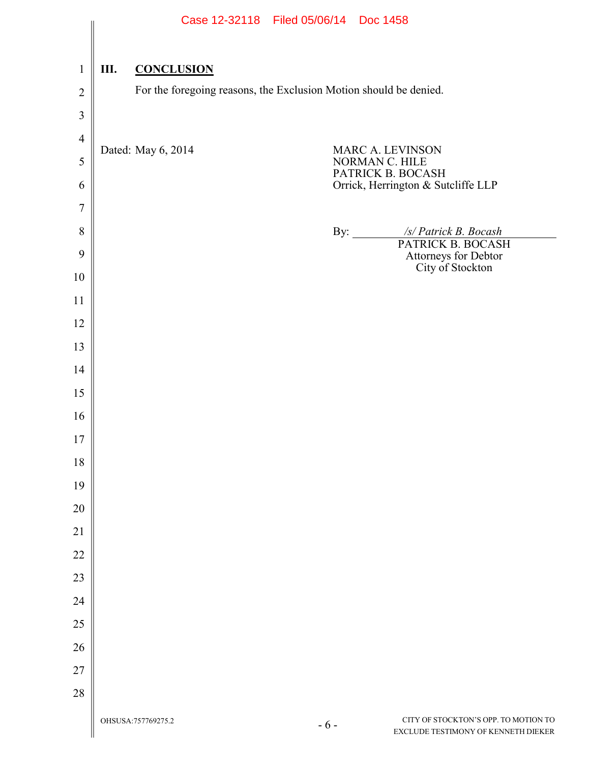## III. CONCLUSION

For the foregoing reasons, the Exclusion Motion should be denied.

Dated: May 6, 2014

MARC A. LEVINSON
NORMAN C. HILE
PATRICK B. BOCASH
Orrick, Herrington & Sutcliffe LLP

By: /s/ Patrick B. Bocash
PATRICK B. BOCASH
Attorneys for Debtor
City of Stockton